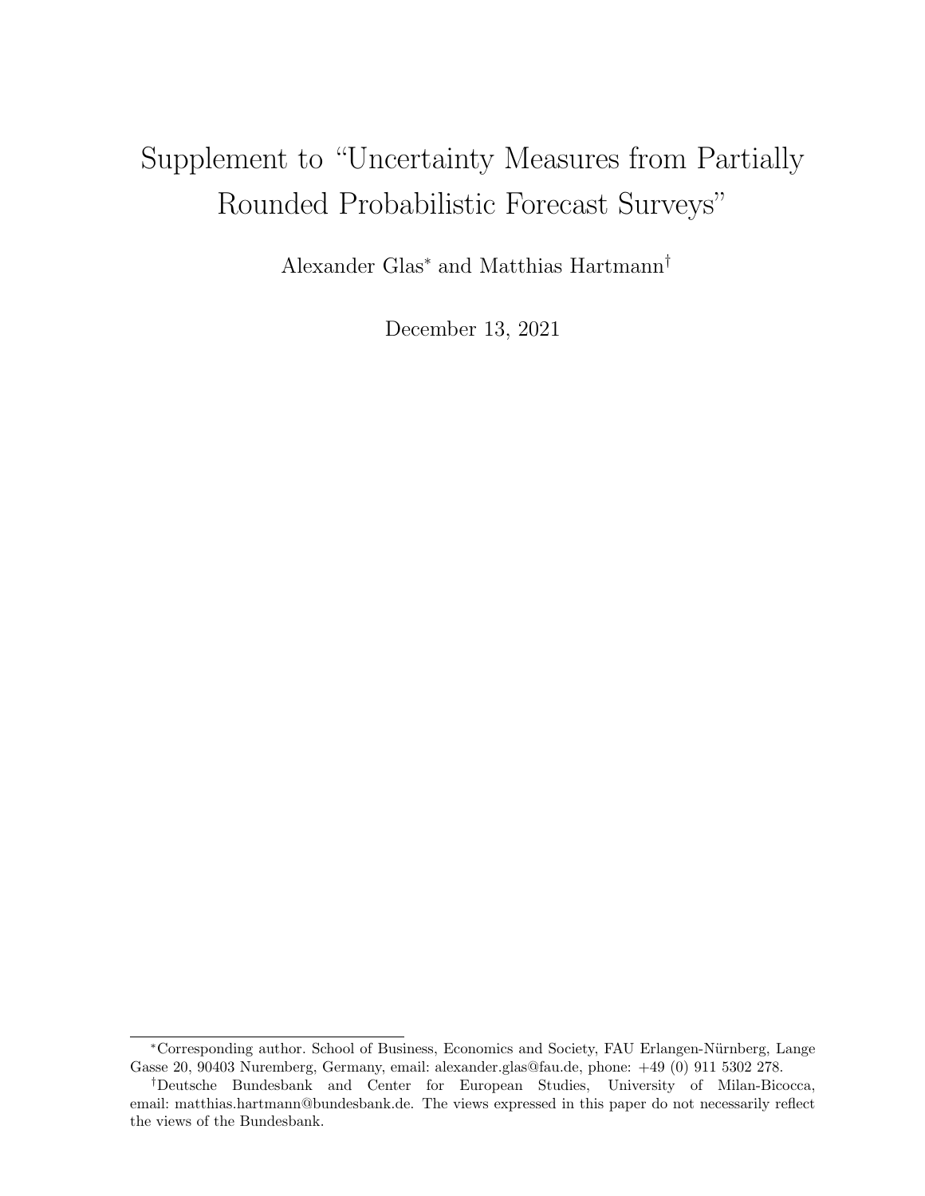# Supplement to "Uncertainty Measures from Partially Rounded Probabilistic Forecast Surveys"

Alexander Glas* and Matthias Hartmann†

December 13, 2021

---

*Corresponding author. School of Business, Economics and Society, FAU Erlangen-Nürnberg, Lange Gasse 20, 90403 Nuremberg, Germany, email: alexander.glas@fau.de, phone: +49 (0) 911 5302 278.

†Deutsche Bundesbank and Center for European Studies, University of Milan-Bicocca, email: matthias.hartmann@bundesbank.de. The views expressed in this paper do not necessarily reflect the views of the Bundesbank.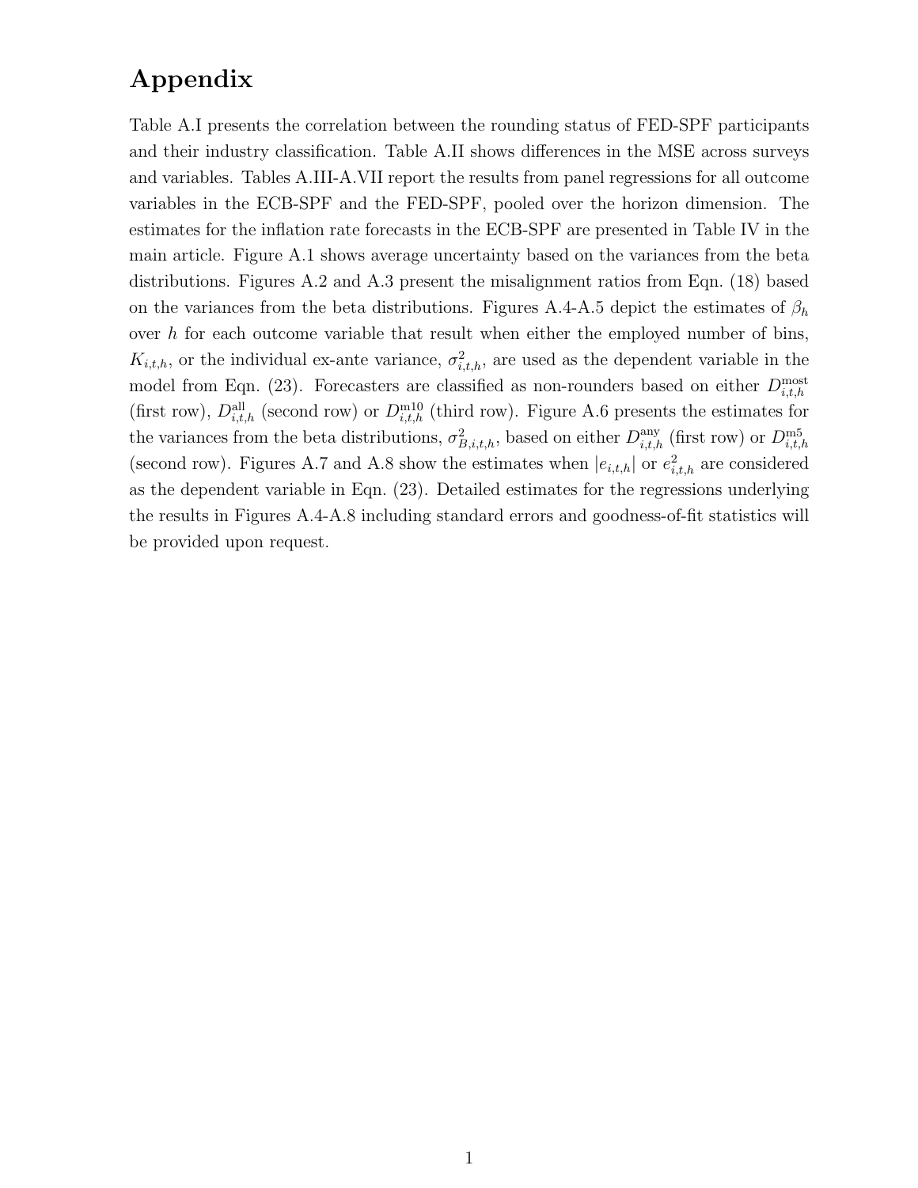# Appendix

Table A.I presents the correlation between the rounding status of FED-SPF participants and their industry classification. Table A.II shows differences in the MSE across surveys and variables. Tables A.III-A.VII report the results from panel regressions for all outcome variables in the ECB-SPF and the FED-SPF, pooled over the horizon dimension. The estimates for the inflation rate forecasts in the ECB-SPF are presented in Table IV in the main article. Figure A.1 shows average uncertainty based on the variances from the beta distributions. Figures A.2 and A.3 present the misalignment ratios from Eqn. (18) based on the variances from the beta distributions. Figures A.4-A.5 depict the estimates of $\beta_h$ over $h$ for each outcome variable that result when either the employed number of bins, $K_{i,t,h}$, or the individual ex-ante variance, $\sigma^2_{i,t,h}$, are used as the dependent variable in the model from Eqn. (23). Forecasters are classified as non-rounders based on either $D^{\text{most}}_{i,t,h}$ (first row), $D^{\text{all}}_{i,t,h}$ (second row) or $D^{\text{m10}}_{i,t,h}$ (third row). Figure A.6 presents the estimates for the variances from the beta distributions, $\sigma^2_{B,i,t,h}$, based on either $D^{\text{any}}_{i,t,h}$ (first row) or $D^{\text{m5}}_{i,t,h}$ (second row). Figures A.7 and A.8 show the estimates when $|e_{i,t,h}|$ or $e^2_{i,t,h}$ are considered as the dependent variable in Eqn. (23). Detailed estimates for the regressions underlying the results in Figures A.4-A.8 including standard errors and goodness-of-fit statistics will be provided upon request.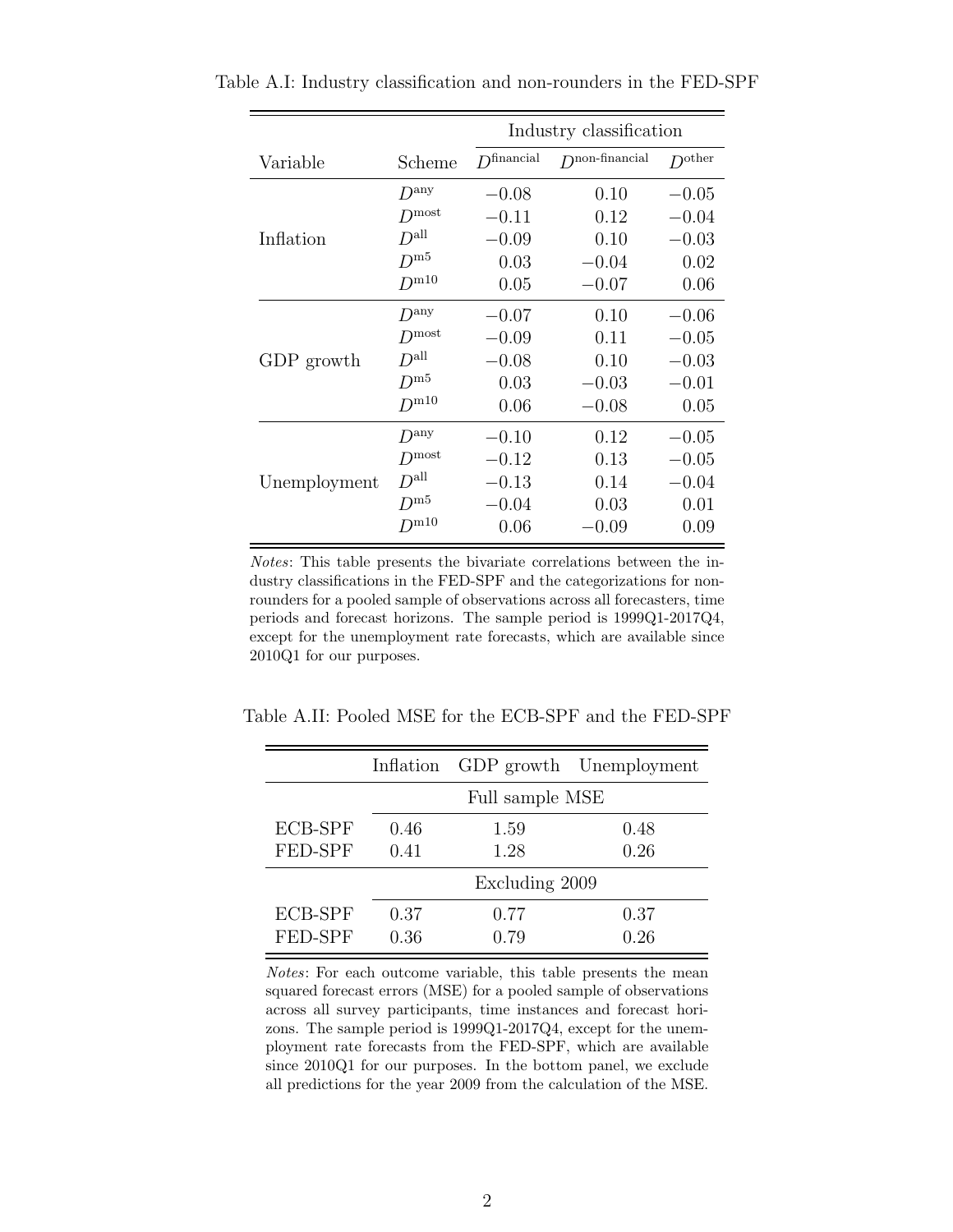Table A.I: Industry classification and non-rounders in the FED-SPF

| Variable | Scheme | Industry classification | | |
|---|---|---|---|---|
| | | $D^{\text{financial}}$ | $D^{\text{non-financial}}$ | $D^{\text{other}}$ |
| Inflation | $D^{\text{any}}$ | −0.08 | 0.10 | −0.05 |
| | $D^{\text{most}}$ | −0.11 | 0.12 | −0.04 |
| | $D^{\text{all}}$ | −0.09 | 0.10 | −0.03 |
| | $D^{\text{m5}}$ | 0.03 | −0.04 | 0.02 |
| | $D^{\text{m10}}$ | 0.05 | −0.07 | 0.06 |
| GDP growth | $D^{\text{any}}$ | −0.07 | 0.10 | −0.06 |
| | $D^{\text{most}}$ | −0.09 | 0.11 | −0.05 |
| | $D^{\text{all}}$ | −0.08 | 0.10 | −0.03 |
| | $D^{\text{m5}}$ | 0.03 | −0.03 | −0.01 |
| | $D^{\text{m10}}$ | 0.06 | −0.08 | 0.05 |
| Unemployment | $D^{\text{any}}$ | −0.10 | 0.12 | −0.05 |
| | $D^{\text{most}}$ | −0.12 | 0.13 | −0.05 |
| | $D^{\text{all}}$ | −0.13 | 0.14 | −0.04 |
| | $D^{\text{m5}}$ | −0.04 | 0.03 | 0.01 |
| | $D^{\text{m10}}$ | 0.06 | −0.09 | 0.09 |

*Notes*: This table presents the bivariate correlations between the industry classifications in the FED-SPF and the categorizations for non-rounders for a pooled sample of observations across all forecasters, time periods and forecast horizons. The sample period is 1999Q1-2017Q4, except for the unemployment rate forecasts, which are available since 2010Q1 for our purposes.

Table A.II: Pooled MSE for the ECB-SPF and the FED-SPF

| | Inflation | GDP growth | Unemployment |
|---|---|---|---|
| | Full sample MSE | | |
| ECB-SPF | 0.46 | 1.59 | 0.48 |
| FED-SPF | 0.41 | 1.28 | 0.26 |
| | Excluding 2009 | | |
| ECB-SPF | 0.37 | 0.77 | 0.37 |
| FED-SPF | 0.36 | 0.79 | 0.26 |

*Notes*: For each outcome variable, this table presents the mean squared forecast errors (MSE) for a pooled sample of observations across all survey participants, time instances and forecast horizons. The sample period is 1999Q1-2017Q4, except for the unemployment rate forecasts from the FED-SPF, which are available since 2010Q1 for our purposes. In the bottom panel, we exclude all predictions for the year 2009 from the calculation of the MSE.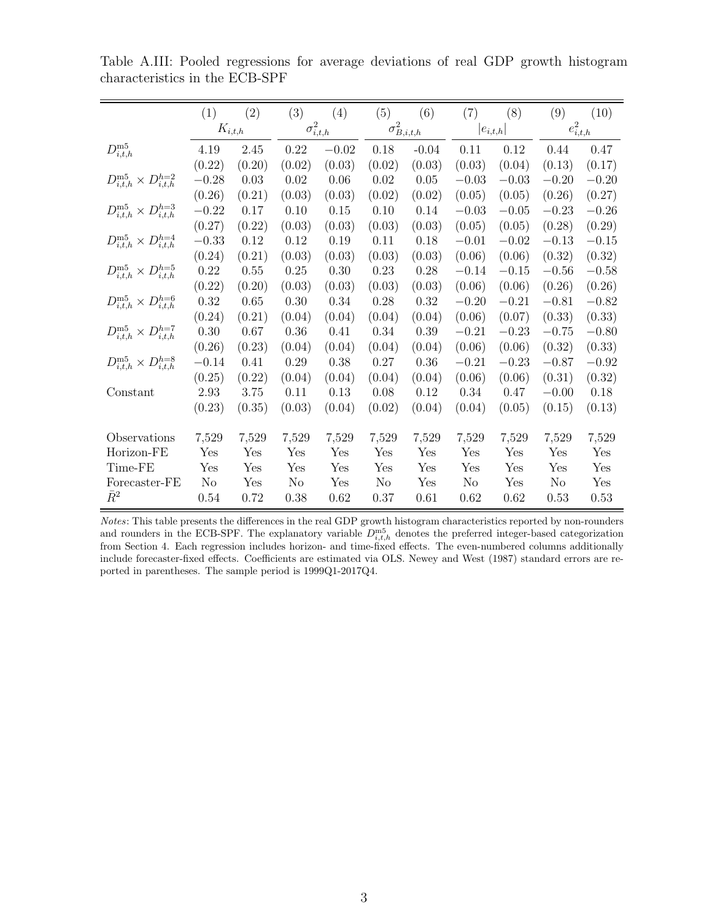Table A.III: Pooled regressions for average deviations of real GDP growth histogram characteristics in the ECB-SPF

| | (1) | (2) | (3) | (4) | (5) | (6) | (7) | (8) | (9) | (10) |
|---|---|---|---|---|---|---|---|---|---|---|
| | $K_{i,t,h}$ | | $\sigma^2_{i,t,h}$ | | $\sigma^2_{B,i,t,h}$ | | $\lvert e_{i,t,h}\rvert$ | | $e^2_{i,t,h}$ | |
| $D^{\text{m5}}_{i,t,h}$ | 4.19 | 2.45 | 0.22 | $-0.02$ | 0.18 | -0.04 | 0.11 | 0.12 | 0.44 | 0.47 |
| | (0.22) | (0.20) | (0.02) | (0.03) | (0.02) | (0.03) | (0.03) | (0.04) | (0.13) | (0.17) |
| $D^{\text{m5}}_{i,t,h} \times D^{h=2}_{i,t,h}$ | $-0.28$ | 0.03 | 0.02 | 0.06 | 0.02 | 0.05 | $-0.03$ | $-0.03$ | $-0.20$ | $-0.20$ |
| | (0.26) | (0.21) | (0.03) | (0.03) | (0.02) | (0.02) | (0.05) | (0.05) | (0.26) | (0.27) |
| $D^{\text{m5}}_{i,t,h} \times D^{h=3}_{i,t,h}$ | $-0.22$ | 0.17 | 0.10 | 0.15 | 0.10 | 0.14 | $-0.03$ | $-0.05$ | $-0.23$ | $-0.26$ |
| | (0.27) | (0.22) | (0.03) | (0.03) | (0.03) | (0.03) | (0.05) | (0.05) | (0.28) | (0.29) |
| $D^{\text{m5}}_{i,t,h} \times D^{h=4}_{i,t,h}$ | $-0.33$ | 0.12 | 0.12 | 0.19 | 0.11 | 0.18 | $-0.01$ | $-0.02$ | $-0.13$ | $-0.15$ |
| | (0.24) | (0.21) | (0.03) | (0.03) | (0.03) | (0.03) | (0.06) | (0.06) | (0.32) | (0.32) |
| $D^{\text{m5}}_{i,t,h} \times D^{h=5}_{i,t,h}$ | 0.22 | 0.55 | 0.25 | 0.30 | 0.23 | 0.28 | $-0.14$ | $-0.15$ | $-0.56$ | $-0.58$ |
| | (0.22) | (0.20) | (0.03) | (0.03) | (0.03) | (0.03) | (0.06) | (0.06) | (0.26) | (0.26) |
| $D^{\text{m5}}_{i,t,h} \times D^{h=6}_{i,t,h}$ | 0.32 | 0.65 | 0.30 | 0.34 | 0.28 | 0.32 | $-0.20$ | $-0.21$ | $-0.81$ | $-0.82$ |
| | (0.24) | (0.21) | (0.04) | (0.04) | (0.04) | (0.04) | (0.06) | (0.07) | (0.33) | (0.33) |
| $D^{\text{m5}}_{i,t,h} \times D^{h=7}_{i,t,h}$ | 0.30 | 0.67 | 0.36 | 0.41 | 0.34 | 0.39 | $-0.21$ | $-0.23$ | $-0.75$ | $-0.80$ |
| | (0.26) | (0.23) | (0.04) | (0.04) | (0.04) | (0.04) | (0.06) | (0.06) | (0.32) | (0.33) |
| $D^{\text{m5}}_{i,t,h} \times D^{h=8}_{i,t,h}$ | $-0.14$ | 0.41 | 0.29 | 0.38 | 0.27 | 0.36 | $-0.21$ | $-0.23$ | $-0.87$ | $-0.92$ |
| | (0.25) | (0.22) | (0.04) | (0.04) | (0.04) | (0.04) | (0.06) | (0.06) | (0.31) | (0.32) |
| Constant | 2.93 | 3.75 | 0.11 | 0.13 | 0.08 | 0.12 | 0.34 | 0.47 | $-0.00$ | 0.18 |
| | (0.23) | (0.35) | (0.03) | (0.04) | (0.02) | (0.04) | (0.04) | (0.05) | (0.15) | (0.13) |
| Observations | 7,529 | 7,529 | 7,529 | 7,529 | 7,529 | 7,529 | 7,529 | 7,529 | 7,529 | 7,529 |
| Horizon-FE | Yes | Yes | Yes | Yes | Yes | Yes | Yes | Yes | Yes | Yes |
| Time-FE | Yes | Yes | Yes | Yes | Yes | Yes | Yes | Yes | Yes | Yes |
| Forecaster-FE | No | Yes | No | Yes | No | Yes | No | Yes | No | Yes |
| $\bar{R}^2$ | 0.54 | 0.72 | 0.38 | 0.62 | 0.37 | 0.61 | 0.62 | 0.62 | 0.53 | 0.53 |

*Notes*: This table presents the differences in the real GDP growth histogram characteristics reported by non-rounders and rounders in the ECB-SPF. The explanatory variable $D^{\text{m5}}_{i,t,h}$ denotes the preferred integer-based categorization from Section 4. Each regression includes horizon- and time-fixed effects. The even-numbered columns additionally include forecaster-fixed effects. Coefficients are estimated via OLS. Newey and West (1987) standard errors are reported in parentheses. The sample period is 1999Q1-2017Q4.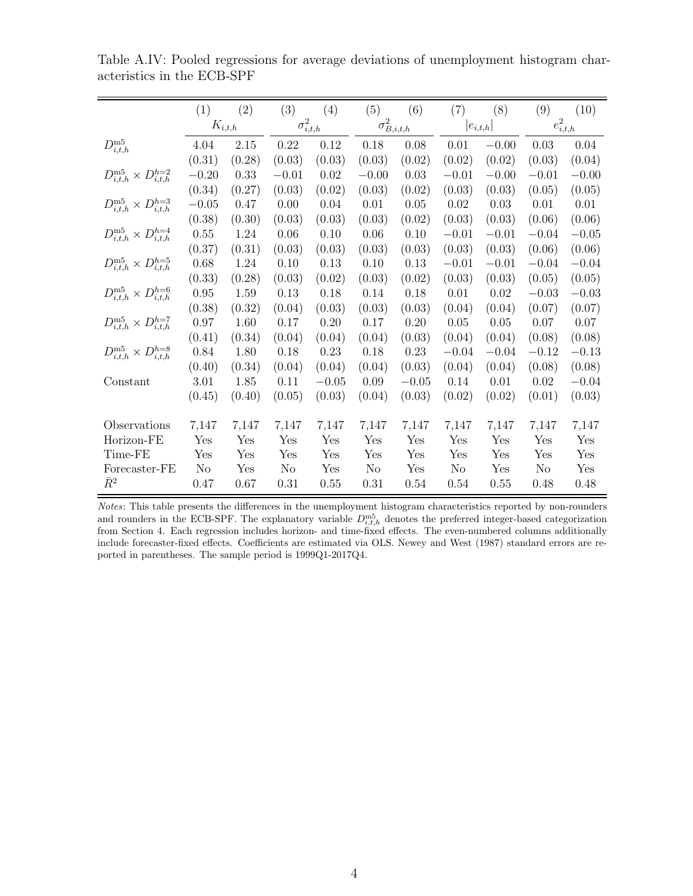Table A.IV: Pooled regressions for average deviations of unemployment histogram characteristics in the ECB-SPF

| | (1) | (2) | (3) | (4) | (5) | (6) | (7) | (8) | (9) | (10) |
|---|---|---|---|---|---|---|---|---|---|---|
| | $K_{i,t,h}$ | | $\sigma^2_{i,t,h}$ | | $\sigma^2_{B,i,t,h}$ | | $\lvert e_{i,t,h}\rvert$ | | $e^2_{i,t,h}$ | |
| $D^{\text{m5}}_{i,t,h}$ | 4.04 | 2.15 | 0.22 | 0.12 | 0.18 | 0.08 | 0.01 | −0.00 | 0.03 | 0.04 |
| | (0.31) | (0.28) | (0.03) | (0.03) | (0.03) | (0.02) | (0.02) | (0.02) | (0.03) | (0.04) |
| $D^{\text{m5}}_{i,t,h} \times D^{h=2}_{i,t,h}$ | −0.20 | 0.33 | −0.01 | 0.02 | −0.00 | 0.03 | −0.01 | −0.00 | −0.01 | −0.00 |
| | (0.34) | (0.27) | (0.03) | (0.02) | (0.03) | (0.02) | (0.03) | (0.03) | (0.05) | (0.05) |
| $D^{\text{m5}}_{i,t,h} \times D^{h=3}_{i,t,h}$ | −0.05 | 0.47 | 0.00 | 0.04 | 0.01 | 0.05 | 0.02 | 0.03 | 0.01 | 0.01 |
| | (0.38) | (0.30) | (0.03) | (0.03) | (0.03) | (0.02) | (0.03) | (0.03) | (0.06) | (0.06) |
| $D^{\text{m5}}_{i,t,h} \times D^{h=4}_{i,t,h}$ | 0.55 | 1.24 | 0.06 | 0.10 | 0.06 | 0.10 | −0.01 | −0.01 | −0.04 | −0.05 |
| | (0.37) | (0.31) | (0.03) | (0.03) | (0.03) | (0.03) | (0.03) | (0.03) | (0.06) | (0.06) |
| $D^{\text{m5}}_{i,t,h} \times D^{h=5}_{i,t,h}$ | 0.68 | 1.24 | 0.10 | 0.13 | 0.10 | 0.13 | −0.01 | −0.01 | −0.04 | −0.04 |
| | (0.33) | (0.28) | (0.03) | (0.02) | (0.03) | (0.02) | (0.03) | (0.03) | (0.05) | (0.05) |
| $D^{\text{m5}}_{i,t,h} \times D^{h=6}_{i,t,h}$ | 0.95 | 1.59 | 0.13 | 0.18 | 0.14 | 0.18 | 0.01 | 0.02 | −0.03 | −0.03 |
| | (0.38) | (0.32) | (0.04) | (0.03) | (0.03) | (0.03) | (0.04) | (0.04) | (0.07) | (0.07) |
| $D^{\text{m5}}_{i,t,h} \times D^{h=7}_{i,t,h}$ | 0.97 | 1.60 | 0.17 | 0.20 | 0.17 | 0.20 | 0.05 | 0.05 | 0.07 | 0.07 |
| | (0.41) | (0.34) | (0.04) | (0.04) | (0.04) | (0.03) | (0.04) | (0.04) | (0.08) | (0.08) |
| $D^{\text{m5}}_{i,t,h} \times D^{h=8}_{i,t,h}$ | 0.84 | 1.80 | 0.18 | 0.23 | 0.18 | 0.23 | −0.04 | −0.04 | −0.12 | −0.13 |
| | (0.40) | (0.34) | (0.04) | (0.04) | (0.04) | (0.03) | (0.04) | (0.04) | (0.08) | (0.08) |
| Constant | 3.01 | 1.85 | 0.11 | −0.05 | 0.09 | −0.05 | 0.14 | 0.01 | 0.02 | −0.04 |
| | (0.45) | (0.40) | (0.05) | (0.03) | (0.04) | (0.03) | (0.02) | (0.02) | (0.01) | (0.03) |
| Observations | 7,147 | 7,147 | 7,147 | 7,147 | 7,147 | 7,147 | 7,147 | 7,147 | 7,147 | 7,147 |
| Horizon-FE | Yes | Yes | Yes | Yes | Yes | Yes | Yes | Yes | Yes | Yes |
| Time-FE | Yes | Yes | Yes | Yes | Yes | Yes | Yes | Yes | Yes | Yes |
| Forecaster-FE | No | Yes | No | Yes | No | Yes | No | Yes | No | Yes |
| $\bar{R}^2$ | 0.47 | 0.67 | 0.31 | 0.55 | 0.31 | 0.54 | 0.54 | 0.55 | 0.48 | 0.48 |

*Notes*: This table presents the differences in the unemployment histogram characteristics reported by non-rounders and rounders in the ECB-SPF. The explanatory variable $D^{\text{m5}}_{i,t,h}$ denotes the preferred integer-based categorization from Section 4. Each regression includes horizon- and time-fixed effects. The even-numbered columns additionally include forecaster-fixed effects. Coefficients are estimated via OLS. Newey and West (1987) standard errors are reported in parentheses. The sample period is 1999Q1-2017Q4.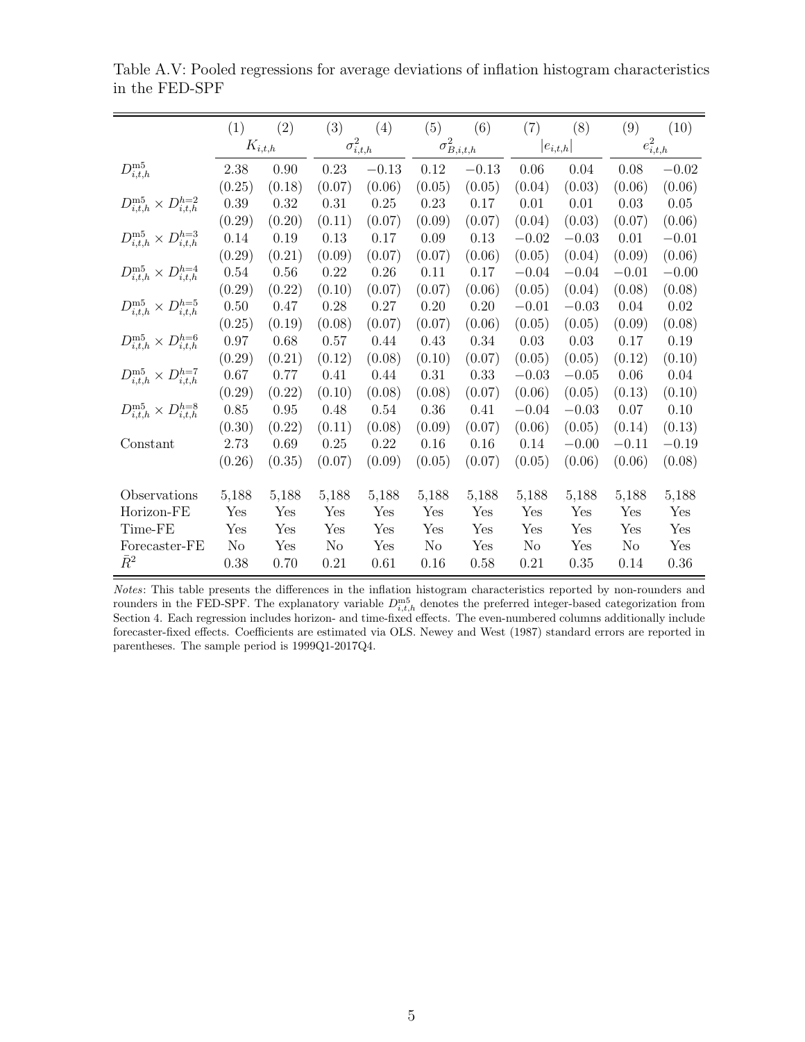Table A.V: Pooled regressions for average deviations of inflation histogram characteristics in the FED-SPF

| | (1) | (2) | (3) | (4) | (5) | (6) | (7) | (8) | (9) | (10) |
|---|---|---|---|---|---|---|---|---|---|---|
| | $K_{i,t,h}$ | | $\sigma^2_{i,t,h}$ | | $\sigma^2_{B,i,t,h}$ | | $\|e_{i,t,h}\|$ | | $e^2_{i,t,h}$ | |
| $D^{\text{m5}}_{i,t,h}$ | 2.38 | 0.90 | 0.23 | $-0.13$ | 0.12 | $-0.13$ | 0.06 | 0.04 | 0.08 | $-0.02$ |
| | (0.25) | (0.18) | (0.07) | (0.06) | (0.05) | (0.05) | (0.04) | (0.03) | (0.06) | (0.06) |
| $D^{\text{m5}}_{i,t,h} \times D^{h=2}_{i,t,h}$ | 0.39 | 0.32 | 0.31 | 0.25 | 0.23 | 0.17 | 0.01 | 0.01 | 0.03 | 0.05 |
| | (0.29) | (0.20) | (0.11) | (0.07) | (0.09) | (0.07) | (0.04) | (0.03) | (0.07) | (0.06) |
| $D^{\text{m5}}_{i,t,h} \times D^{h=3}_{i,t,h}$ | 0.14 | 0.19 | 0.13 | 0.17 | 0.09 | 0.13 | $-0.02$ | $-0.03$ | 0.01 | $-0.01$ |
| | (0.29) | (0.21) | (0.09) | (0.07) | (0.07) | (0.06) | (0.05) | (0.04) | (0.09) | (0.06) |
| $D^{\text{m5}}_{i,t,h} \times D^{h=4}_{i,t,h}$ | 0.54 | 0.56 | 0.22 | 0.26 | 0.11 | 0.17 | $-0.04$ | $-0.04$ | $-0.01$ | $-0.00$ |
| | (0.29) | (0.22) | (0.10) | (0.07) | (0.07) | (0.06) | (0.05) | (0.04) | (0.08) | (0.08) |
| $D^{\text{m5}}_{i,t,h} \times D^{h=5}_{i,t,h}$ | 0.50 | 0.47 | 0.28 | 0.27 | 0.20 | 0.20 | $-0.01$ | $-0.03$ | 0.04 | 0.02 |
| | (0.25) | (0.19) | (0.08) | (0.07) | (0.07) | (0.06) | (0.05) | (0.05) | (0.09) | (0.08) |
| $D^{\text{m5}}_{i,t,h} \times D^{h=6}_{i,t,h}$ | 0.97 | 0.68 | 0.57 | 0.44 | 0.43 | 0.34 | 0.03 | 0.03 | 0.17 | 0.19 |
| | (0.29) | (0.21) | (0.12) | (0.08) | (0.10) | (0.07) | (0.05) | (0.05) | (0.12) | (0.10) |
| $D^{\text{m5}}_{i,t,h} \times D^{h=7}_{i,t,h}$ | 0.67 | 0.77 | 0.41 | 0.44 | 0.31 | 0.33 | $-0.03$ | $-0.05$ | 0.06 | 0.04 |
| | (0.29) | (0.22) | (0.10) | (0.08) | (0.08) | (0.07) | (0.06) | (0.05) | (0.13) | (0.10) |
| $D^{\text{m5}}_{i,t,h} \times D^{h=8}_{i,t,h}$ | 0.85 | 0.95 | 0.48 | 0.54 | 0.36 | 0.41 | $-0.04$ | $-0.03$ | 0.07 | 0.10 |
| | (0.30) | (0.22) | (0.11) | (0.08) | (0.09) | (0.07) | (0.06) | (0.05) | (0.14) | (0.13) |
| Constant | 2.73 | 0.69 | 0.25 | 0.22 | 0.16 | 0.16 | 0.14 | $-0.00$ | $-0.11$ | $-0.19$ |
| | (0.26) | (0.35) | (0.07) | (0.09) | (0.05) | (0.07) | (0.05) | (0.06) | (0.06) | (0.08) |
| Observations | 5,188 | 5,188 | 5,188 | 5,188 | 5,188 | 5,188 | 5,188 | 5,188 | 5,188 | 5,188 |
| Horizon-FE | Yes | Yes | Yes | Yes | Yes | Yes | Yes | Yes | Yes | Yes |
| Time-FE | Yes | Yes | Yes | Yes | Yes | Yes | Yes | Yes | Yes | Yes |
| Forecaster-FE | No | Yes | No | Yes | No | Yes | No | Yes | No | Yes |
| $\bar{R}^2$ | 0.38 | 0.70 | 0.21 | 0.61 | 0.16 | 0.58 | 0.21 | 0.35 | 0.14 | 0.36 |

*Notes*: This table presents the differences in the inflation histogram characteristics reported by non-rounders and rounders in the FED-SPF. The explanatory variable $D^{\text{m5}}_{i,t,h}$ denotes the preferred integer-based categorization from Section 4. Each regression includes horizon- and time-fixed effects. The even-numbered columns additionally include forecaster-fixed effects. Coefficients are estimated via OLS. Newey and West (1987) standard errors are reported in parentheses. The sample period is 1999Q1-2017Q4.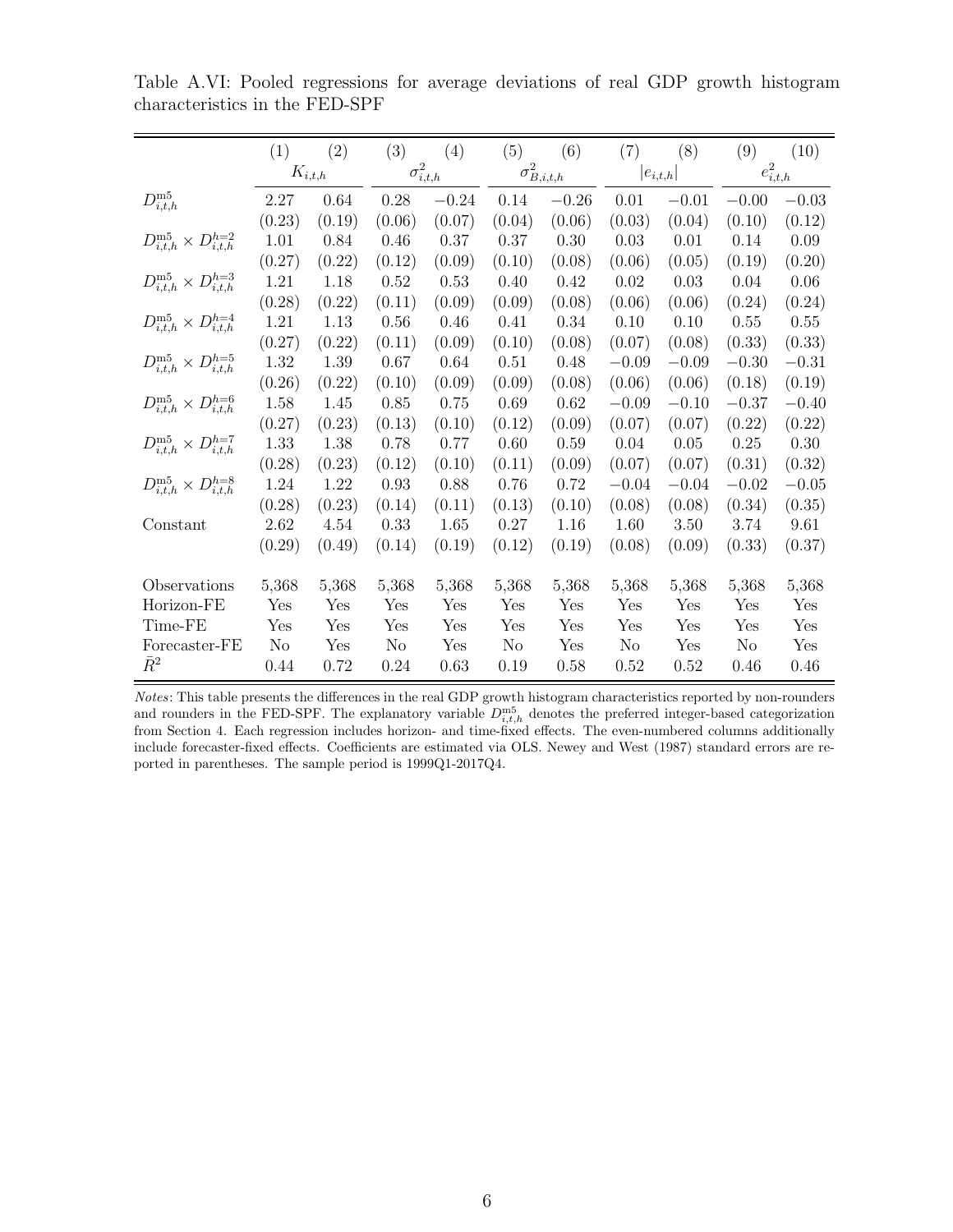Table A.VI: Pooled regressions for average deviations of real GDP growth histogram characteristics in the FED-SPF

| | (1) | (2) | (3) | (4) | (5) | (6) | (7) | (8) | (9) | (10) |
|---|---|---|---|---|---|---|---|---|---|---|
| | $K_{i,t,h}$ | | $\sigma^2_{i,t,h}$ | | $\sigma^2_{B,i,t,h}$ | | $\lvert e_{i,t,h}\rvert$ | | $e^2_{i,t,h}$ | |
| $D^{\text{m5}}_{i,t,h}$ | 2.27 | 0.64 | 0.28 | $-0.24$ | 0.14 | $-0.26$ | 0.01 | $-0.01$ | $-0.00$ | $-0.03$ |
| | (0.23) | (0.19) | (0.06) | (0.07) | (0.04) | (0.06) | (0.03) | (0.04) | (0.10) | (0.12) |
| $D^{\text{m5}}_{i,t,h} \times D^{h=2}_{i,t,h}$ | 1.01 | 0.84 | 0.46 | 0.37 | 0.37 | 0.30 | 0.03 | 0.01 | 0.14 | 0.09 |
| | (0.27) | (0.22) | (0.12) | (0.09) | (0.10) | (0.08) | (0.06) | (0.05) | (0.19) | (0.20) |
| $D^{\text{m5}}_{i,t,h} \times D^{h=3}_{i,t,h}$ | 1.21 | 1.18 | 0.52 | 0.53 | 0.40 | 0.42 | 0.02 | 0.03 | 0.04 | 0.06 |
| | (0.28) | (0.22) | (0.11) | (0.09) | (0.09) | (0.08) | (0.06) | (0.06) | (0.24) | (0.24) |
| $D^{\text{m5}}_{i,t,h} \times D^{h=4}_{i,t,h}$ | 1.21 | 1.13 | 0.56 | 0.46 | 0.41 | 0.34 | 0.10 | 0.10 | 0.55 | 0.55 |
| | (0.27) | (0.22) | (0.11) | (0.09) | (0.10) | (0.08) | (0.07) | (0.08) | (0.33) | (0.33) |
| $D^{\text{m5}}_{i,t,h} \times D^{h=5}_{i,t,h}$ | 1.32 | 1.39 | 0.67 | 0.64 | 0.51 | 0.48 | $-0.09$ | $-0.09$ | $-0.30$ | $-0.31$ |
| | (0.26) | (0.22) | (0.10) | (0.09) | (0.09) | (0.08) | (0.06) | (0.06) | (0.18) | (0.19) |
| $D^{\text{m5}}_{i,t,h} \times D^{h=6}_{i,t,h}$ | 1.58 | 1.45 | 0.85 | 0.75 | 0.69 | 0.62 | $-0.09$ | $-0.10$ | $-0.37$ | $-0.40$ |
| | (0.27) | (0.23) | (0.13) | (0.10) | (0.12) | (0.09) | (0.07) | (0.07) | (0.22) | (0.22) |
| $D^{\text{m5}}_{i,t,h} \times D^{h=7}_{i,t,h}$ | 1.33 | 1.38 | 0.78 | 0.77 | 0.60 | 0.59 | 0.04 | 0.05 | 0.25 | 0.30 |
| | (0.28) | (0.23) | (0.12) | (0.10) | (0.11) | (0.09) | (0.07) | (0.07) | (0.31) | (0.32) |
| $D^{\text{m5}}_{i,t,h} \times D^{h=8}_{i,t,h}$ | 1.24 | 1.22 | 0.93 | 0.88 | 0.76 | 0.72 | $-0.04$ | $-0.04$ | $-0.02$ | $-0.05$ |
| | (0.28) | (0.23) | (0.14) | (0.11) | (0.13) | (0.10) | (0.08) | (0.08) | (0.34) | (0.35) |
| Constant | 2.62 | 4.54 | 0.33 | 1.65 | 0.27 | 1.16 | 1.60 | 3.50 | 3.74 | 9.61 |
| | (0.29) | (0.49) | (0.14) | (0.19) | (0.12) | (0.19) | (0.08) | (0.09) | (0.33) | (0.37) |
| Observations | 5,368 | 5,368 | 5,368 | 5,368 | 5,368 | 5,368 | 5,368 | 5,368 | 5,368 | 5,368 |
| Horizon-FE | Yes | Yes | Yes | Yes | Yes | Yes | Yes | Yes | Yes | Yes |
| Time-FE | Yes | Yes | Yes | Yes | Yes | Yes | Yes | Yes | Yes | Yes |
| Forecaster-FE | No | Yes | No | Yes | No | Yes | No | Yes | No | Yes |
| $\bar{R}^2$ | 0.44 | 0.72 | 0.24 | 0.63 | 0.19 | 0.58 | 0.52 | 0.52 | 0.46 | 0.46 |

*Notes*: This table presents the differences in the real GDP growth histogram characteristics reported by non-rounders and rounders in the FED-SPF. The explanatory variable $D^{\text{m5}}_{i,t,h}$ denotes the preferred integer-based categorization from Section 4. Each regression includes horizon- and time-fixed effects. The even-numbered columns additionally include forecaster-fixed effects. Coefficients are estimated via OLS. Newey and West (1987) standard errors are reported in parentheses. The sample period is 1999Q1-2017Q4.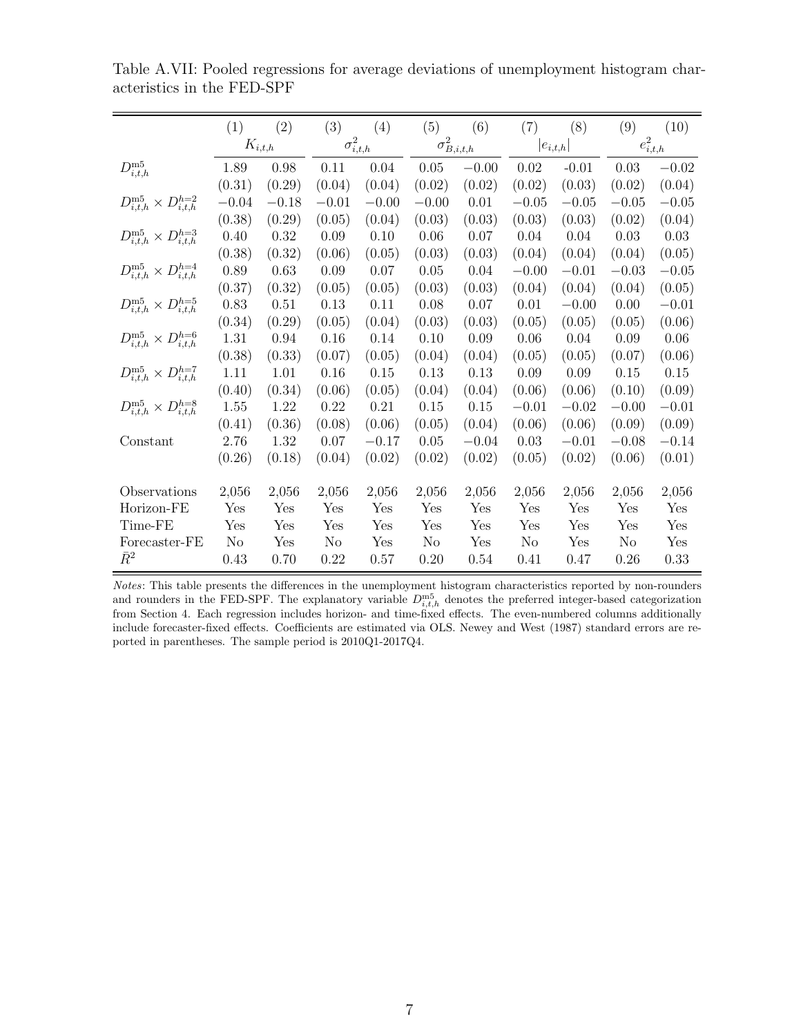Table A.VII: Pooled regressions for average deviations of unemployment histogram characteristics in the FED-SPF

| | (1) | (2) | (3) | (4) | (5) | (6) | (7) | (8) | (9) | (10) |
|---|---|---|---|---|---|---|---|---|---|---|
| | $K_{i,t,h}$ | | $\sigma^2_{i,t,h}$ | | $\sigma^2_{B,i,t,h}$ | | $\lvert e_{i,t,h}\rvert$ | | $e^2_{i,t,h}$ | |
| $D^{\text{m5}}_{i,t,h}$ | 1.89 | 0.98 | 0.11 | 0.04 | 0.05 | −0.00 | 0.02 | -0.01 | 0.03 | −0.02 |
| | (0.31) | (0.29) | (0.04) | (0.04) | (0.02) | (0.02) | (0.02) | (0.03) | (0.02) | (0.04) |
| $D^{\text{m5}}_{i,t,h} \times D^{h=2}_{i,t,h}$ | −0.04 | −0.18 | −0.01 | −0.00 | −0.00 | 0.01 | −0.05 | −0.05 | −0.05 | −0.05 |
| | (0.38) | (0.29) | (0.05) | (0.04) | (0.03) | (0.03) | (0.03) | (0.03) | (0.02) | (0.04) |
| $D^{\text{m5}}_{i,t,h} \times D^{h=3}_{i,t,h}$ | 0.40 | 0.32 | 0.09 | 0.10 | 0.06 | 0.07 | 0.04 | 0.04 | 0.03 | 0.03 |
| | (0.38) | (0.32) | (0.06) | (0.05) | (0.03) | (0.03) | (0.04) | (0.04) | (0.04) | (0.05) |
| $D^{\text{m5}}_{i,t,h} \times D^{h=4}_{i,t,h}$ | 0.89 | 0.63 | 0.09 | 0.07 | 0.05 | 0.04 | −0.00 | −0.01 | −0.03 | −0.05 |
| | (0.37) | (0.32) | (0.05) | (0.05) | (0.03) | (0.03) | (0.04) | (0.04) | (0.04) | (0.05) |
| $D^{\text{m5}}_{i,t,h} \times D^{h=5}_{i,t,h}$ | 0.83 | 0.51 | 0.13 | 0.11 | 0.08 | 0.07 | 0.01 | −0.00 | 0.00 | −0.01 |
| | (0.34) | (0.29) | (0.05) | (0.04) | (0.03) | (0.03) | (0.05) | (0.05) | (0.05) | (0.06) |
| $D^{\text{m5}}_{i,t,h} \times D^{h=6}_{i,t,h}$ | 1.31 | 0.94 | 0.16 | 0.14 | 0.10 | 0.09 | 0.06 | 0.04 | 0.09 | 0.06 |
| | (0.38) | (0.33) | (0.07) | (0.05) | (0.04) | (0.04) | (0.05) | (0.05) | (0.07) | (0.06) |
| $D^{\text{m5}}_{i,t,h} \times D^{h=7}_{i,t,h}$ | 1.11 | 1.01 | 0.16 | 0.15 | 0.13 | 0.13 | 0.09 | 0.09 | 0.15 | 0.15 |
| | (0.40) | (0.34) | (0.06) | (0.05) | (0.04) | (0.04) | (0.06) | (0.06) | (0.10) | (0.09) |
| $D^{\text{m5}}_{i,t,h} \times D^{h=8}_{i,t,h}$ | 1.55 | 1.22 | 0.22 | 0.21 | 0.15 | 0.15 | −0.01 | −0.02 | −0.00 | −0.01 |
| | (0.41) | (0.36) | (0.08) | (0.06) | (0.05) | (0.04) | (0.06) | (0.06) | (0.09) | (0.09) |
| Constant | 2.76 | 1.32 | 0.07 | −0.17 | 0.05 | −0.04 | 0.03 | −0.01 | −0.08 | −0.14 |
| | (0.26) | (0.18) | (0.04) | (0.02) | (0.02) | (0.02) | (0.05) | (0.02) | (0.06) | (0.01) |
| Observations | 2,056 | 2,056 | 2,056 | 2,056 | 2,056 | 2,056 | 2,056 | 2,056 | 2,056 | 2,056 |
| Horizon-FE | Yes | Yes | Yes | Yes | Yes | Yes | Yes | Yes | Yes | Yes |
| Time-FE | Yes | Yes | Yes | Yes | Yes | Yes | Yes | Yes | Yes | Yes |
| Forecaster-FE | No | Yes | No | Yes | No | Yes | No | Yes | No | Yes |
| $\bar{R}^2$ | 0.43 | 0.70 | 0.22 | 0.57 | 0.20 | 0.54 | 0.41 | 0.47 | 0.26 | 0.33 |

*Notes*: This table presents the differences in the unemployment histogram characteristics reported by non-rounders and rounders in the FED-SPF. The explanatory variable $D^{\text{m5}}_{i,t,h}$ denotes the preferred integer-based categorization from Section 4. Each regression includes horizon- and time-fixed effects. The even-numbered columns additionally include forecaster-fixed effects. Coefficients are estimated via OLS. Newey and West (1987) standard errors are reported in parentheses. The sample period is 2010Q1-2017Q4.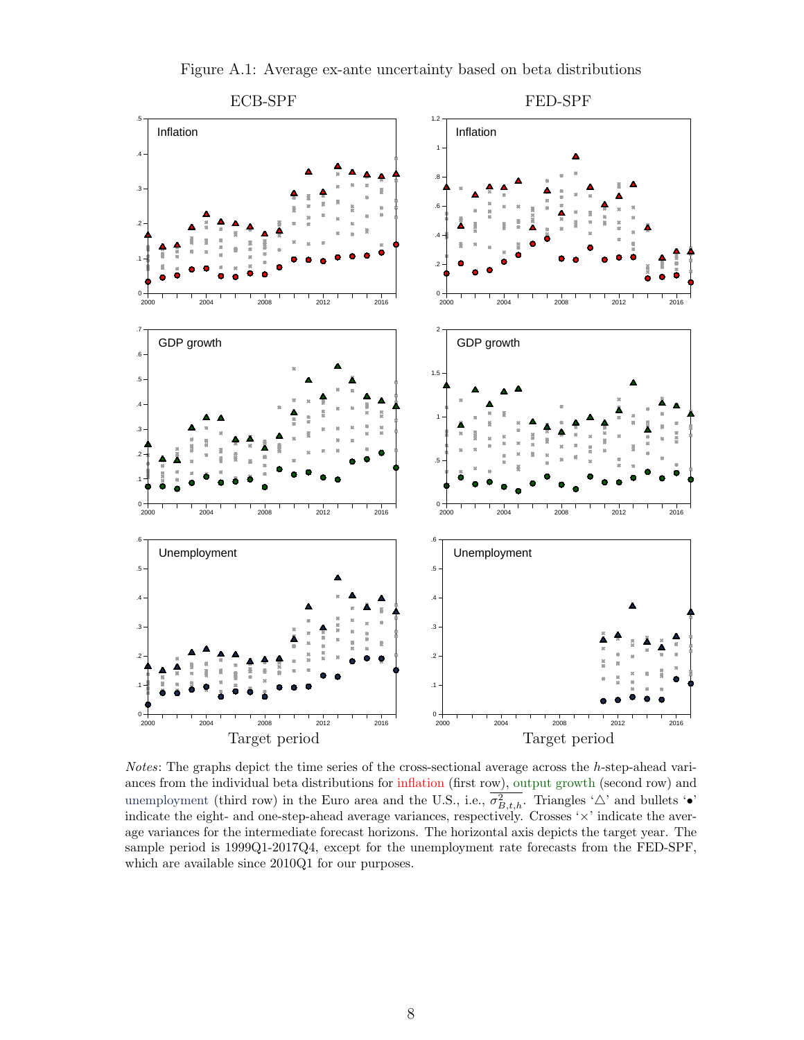Figure A.1: Average ex-ante uncertainty based on beta distributions

*Notes*: The graphs depict the time series of the cross-sectional average across the $h$-step-ahead variances from the individual beta distributions for inflation (first row), output growth (second row) and unemployment (third row) in the Euro area and the U.S., i.e., $\overline{\sigma^2_{B,t,h}}$. Triangles '△' and bullets '•' indicate the eight- and one-step-ahead average variances, respectively. Crosses '×' indicate the average variances for the intermediate forecast horizons. The horizontal axis depicts the target year. The sample period is 1999Q1-2017Q4, except for the unemployment rate forecasts from the FED-SPF, which are available since 2010Q1 for our purposes.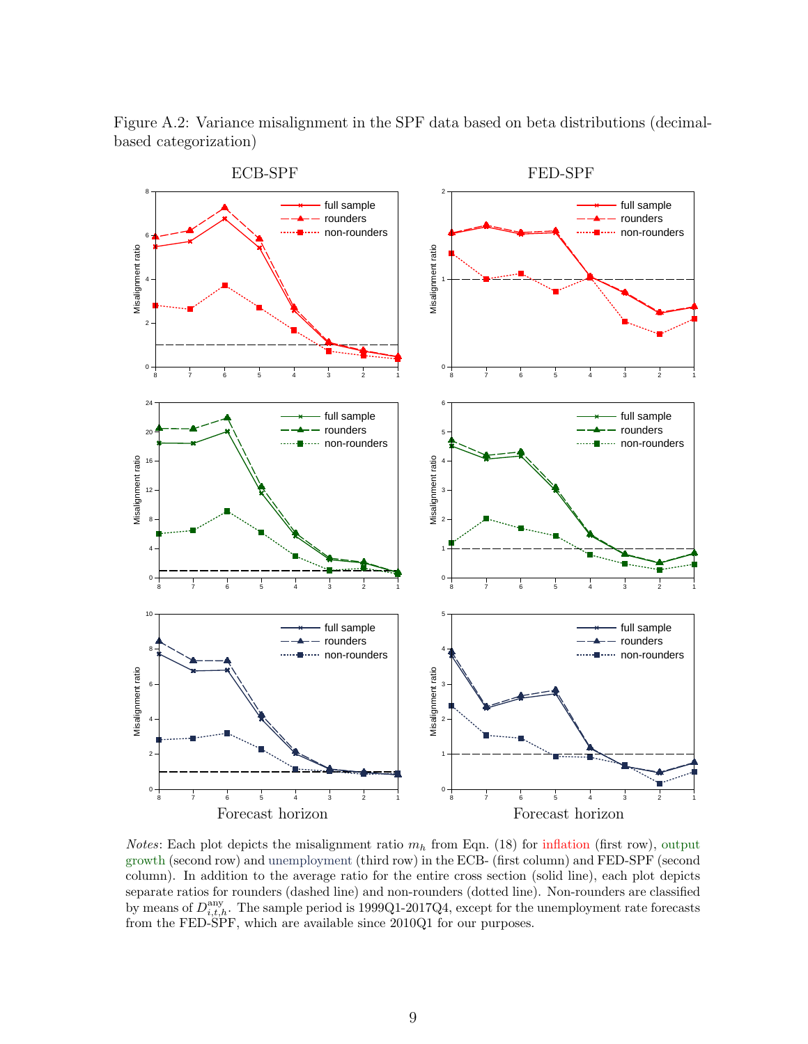Figure A.2: Variance misalignment in the SPF data based on beta distributions (decimal-based categorization)

*Notes*: Each plot depicts the misalignment ratio $m_h$ from Eqn. (18) for inflation (first row), output growth (second row) and unemployment (third row) in the ECB- (first column) and FED-SPF (second column). In addition to the average ratio for the entire cross section (solid line), each plot depicts separate ratios for rounders (dashed line) and non-rounders (dotted line). Non-rounders are classified by means of $D^{\text{any}}_{i,t,h}$. The sample period is 1999Q1-2017Q4, except for the unemployment rate forecasts from the FED-SPF, which are available since 2010Q1 for our purposes.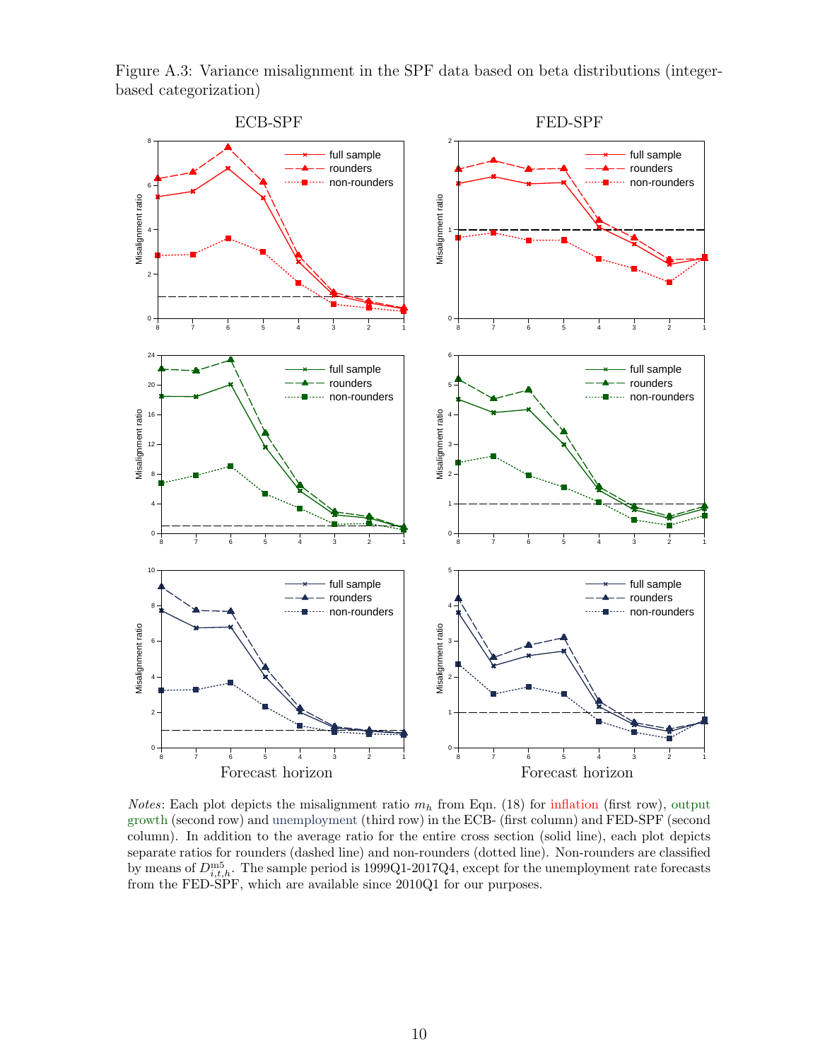Figure A.3: Variance misalignment in the SPF data based on beta distributions (integer-based categorization)

*Notes*: Each plot depicts the misalignment ratio $m_h$ from Eqn. (18) for inflation (first row), output growth (second row) and unemployment (third row) in the ECB- (first column) and FED-SPF (second column). In addition to the average ratio for the entire cross section (solid line), each plot depicts separate ratios for rounders (dashed line) and non-rounders (dotted line). Non-rounders are classified by means of $D^{\text{m5}}_{i,t,h}$. The sample period is 1999Q1-2017Q4, except for the unemployment rate forecasts from the FED-SPF, which are available since 2010Q1 for our purposes.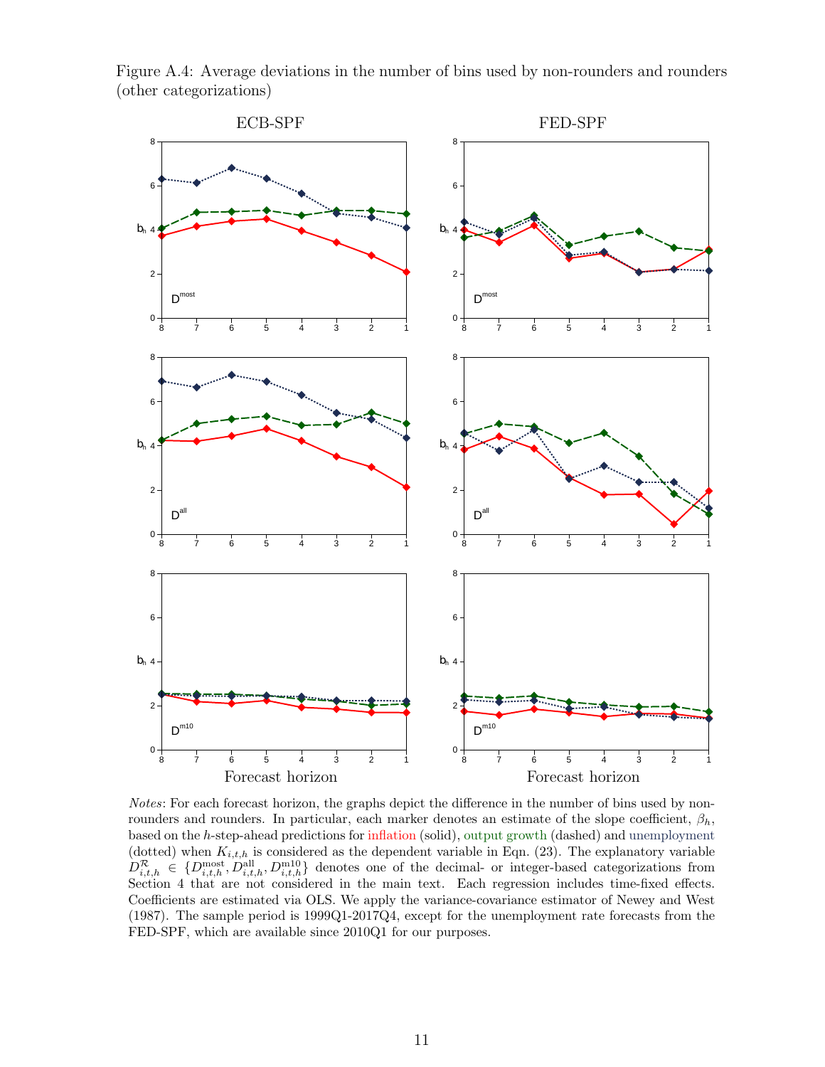Figure A.4: Average deviations in the number of bins used by non-rounders and rounders (other categorizations)

*Notes*: For each forecast horizon, the graphs depict the difference in the number of bins used by non-rounders and rounders. In particular, each marker denotes an estimate of the slope coefficient, $\beta_h$, based on the $h$-step-ahead predictions for inflation (solid), output growth (dashed) and unemployment (dotted) when $K_{i,t,h}$ is considered as the dependent variable in Eqn. (23). The explanatory variable $D^{\mathcal{R}}_{i,t,h} \in \{D^{\text{most}}_{i,t,h}, D^{\text{all}}_{i,t,h}, D^{\text{m10}}_{i,t,h}\}$ denotes one of the decimal- or integer-based categorizations from Section 4 that are not considered in the main text. Each regression includes time-fixed effects. Coefficients are estimated via OLS. We apply the variance-covariance estimator of Newey and West (1987). The sample period is 1999Q1-2017Q4, except for the unemployment rate forecasts from the FED-SPF, which are available since 2010Q1 for our purposes.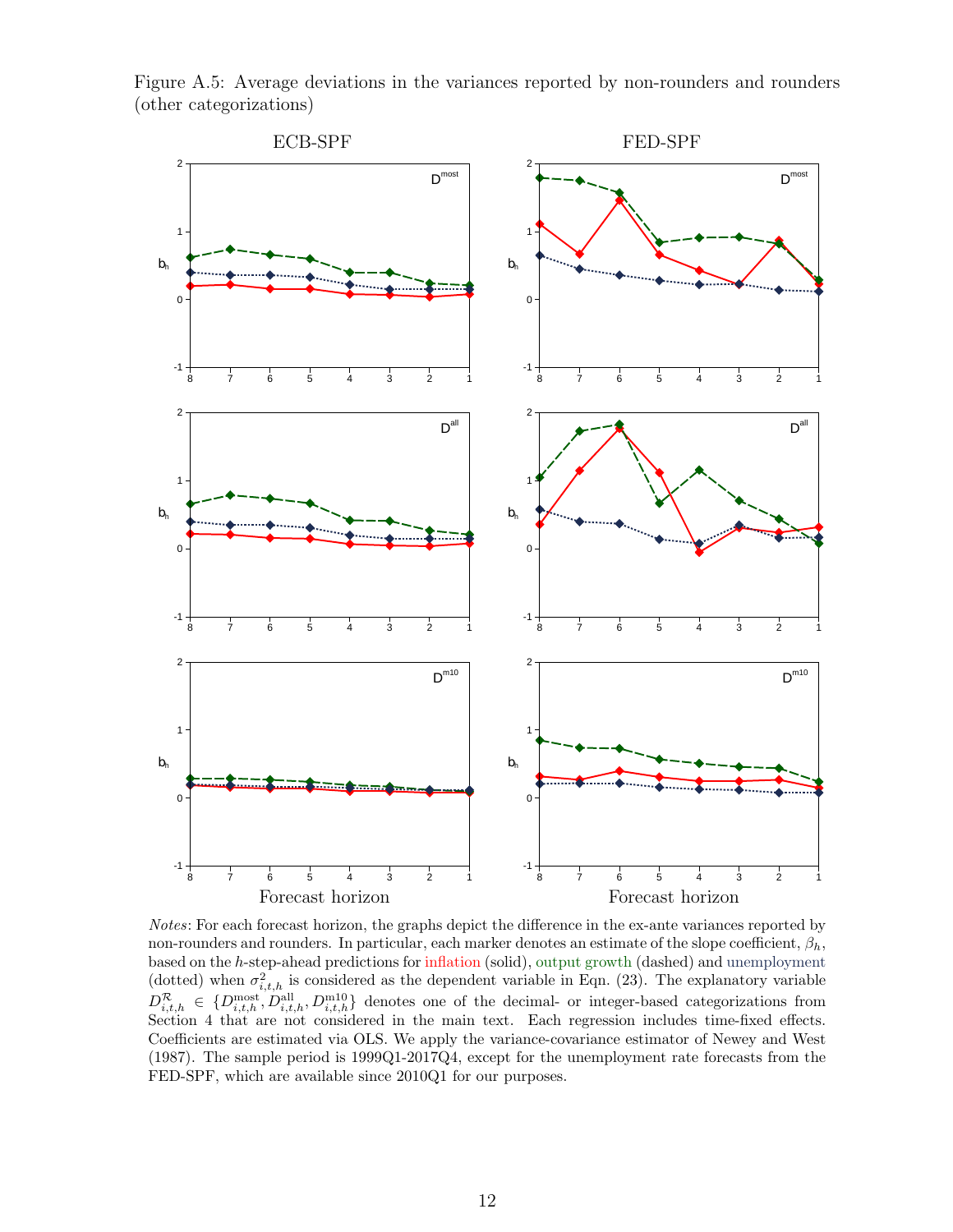Figure A.5: Average deviations in the variances reported by non-rounders and rounders (other categorizations)

*Notes*: For each forecast horizon, the graphs depict the difference in the ex-ante variances reported by non-rounders and rounders. In particular, each marker denotes an estimate of the slope coefficient, $\beta_h$, based on the $h$-step-ahead predictions for inflation (solid), output growth (dashed) and unemployment (dotted) when $\sigma^2_{i,t,h}$ is considered as the dependent variable in Eqn. (23). The explanatory variable $D^{\mathcal{R}}_{i,t,h} \in \{D^{\text{most}}_{i,t,h}, D^{\text{all}}_{i,t,h}, D^{\text{m10}}_{i,t,h}\}$ denotes one of the decimal- or integer-based categorizations from Section 4 that are not considered in the main text. Each regression includes time-fixed effects. Coefficients are estimated via OLS. We apply the variance-covariance estimator of Newey and West (1987). The sample period is 1999Q1-2017Q4, except for the unemployment rate forecasts from the FED-SPF, which are available since 2010Q1 for our purposes.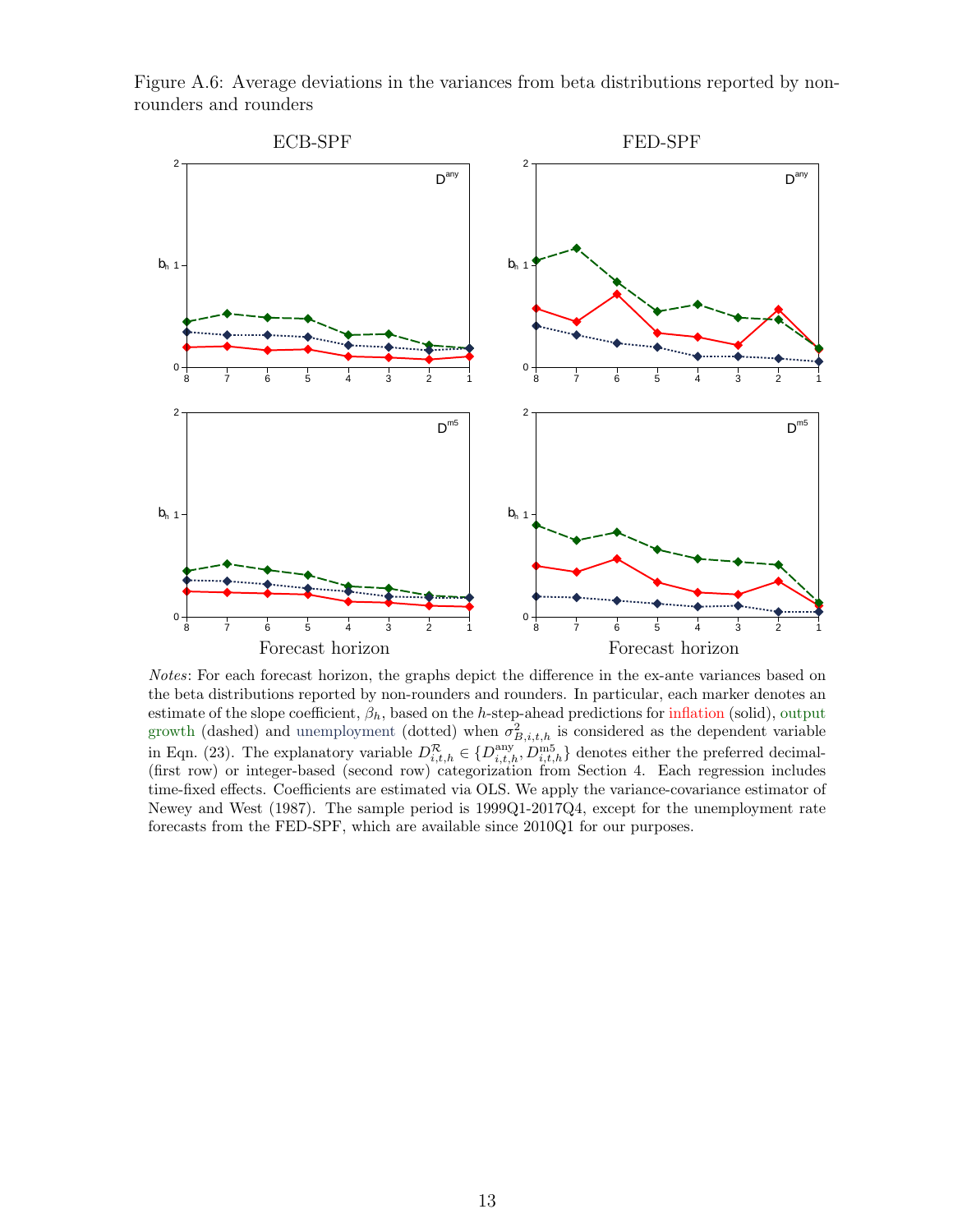Figure A.6: Average deviations in the variances from beta distributions reported by non-rounders and rounders

*Notes*: For each forecast horizon, the graphs depict the difference in the ex-ante variances based on the beta distributions reported by non-rounders and rounders. In particular, each marker denotes an estimate of the slope coefficient, $\beta_h$, based on the $h$-step-ahead predictions for inflation (solid), output growth (dashed) and unemployment (dotted) when $\sigma^2_{B,i,t,h}$ is considered as the dependent variable in Eqn. (23). The explanatory variable $D^{\mathcal{R}}_{i,t,h} \in \{D^{\text{any}}_{i,t,h}, D^{\text{m5}}_{i,t,h}\}$ denotes either the preferred decimal- (first row) or integer-based (second row) categorization from Section 4. Each regression includes time-fixed effects. Coefficients are estimated via OLS. We apply the variance-covariance estimator of Newey and West (1987). The sample period is 1999Q1-2017Q4, except for the unemployment rate forecasts from the FED-SPF, which are available since 2010Q1 for our purposes.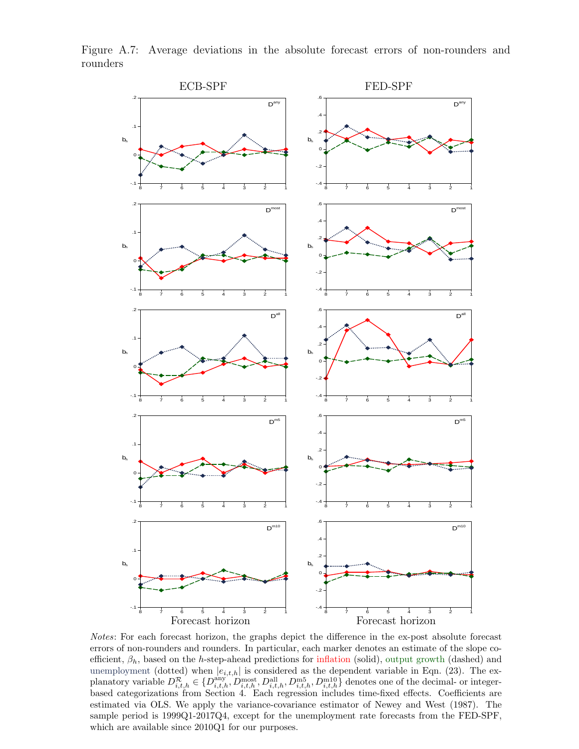Figure A.7: Average deviations in the absolute forecast errors of non-rounders and rounders

*Notes*: For each forecast horizon, the graphs depict the difference in the ex-post absolute forecast errors of non-rounders and rounders. In particular, each marker denotes an estimate of the slope coefficient, $\beta_h$, based on the $h$-step-ahead predictions for inflation (solid), output growth (dashed) and unemployment (dotted) when $|e_{i,t,h}|$ is considered as the dependent variable in Eqn. (23). The explanatory variable $D^{\mathcal{R}}_{i,t,h} \in \{D^{\text{any}}_{i,t,h}, D^{\text{most}}_{i,t,h}, D^{\text{all}}_{i,t,h}, D^{\text{m5}}_{i,t,h}, D^{\text{m10}}_{i,t,h}\}$ denotes one of the decimal- or integer-based categorizations from Section 4. Each regression includes time-fixed effects. Coefficients are estimated via OLS. We apply the variance-covariance estimator of Newey and West (1987). The sample period is 1999Q1-2017Q4, except for the unemployment rate forecasts from the FED-SPF, which are available since 2010Q1 for our purposes.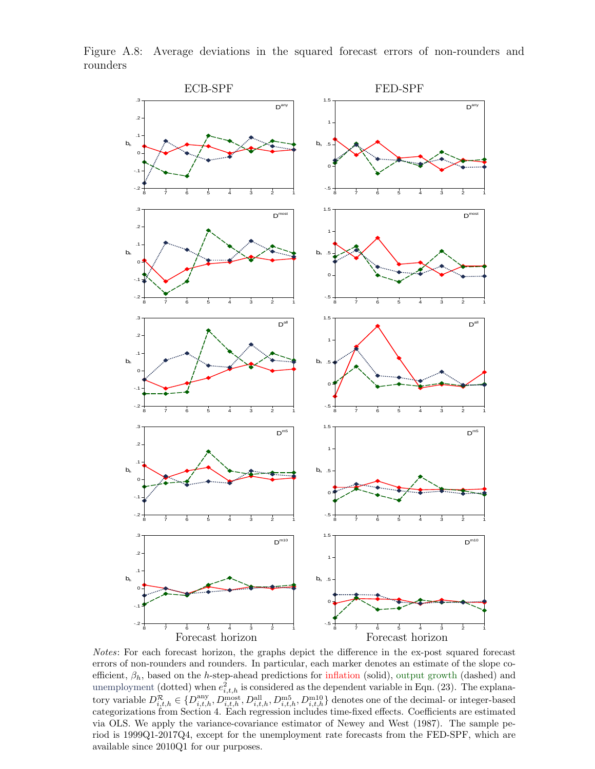Figure A.8: Average deviations in the squared forecast errors of non-rounders and rounders

ECB-SPF

FED-SPF

D^any

D^most

D^all

D^m5

D^m10

b_h

Forecast horizon

Forecast horizon

*Notes*: For each forecast horizon, the graphs depict the difference in the ex-post squared forecast errors of non-rounders and rounders. In particular, each marker denotes an estimate of the slope coefficient, $\beta_h$, based on the $h$-step-ahead predictions for inflation (solid), output growth (dashed) and unemployment (dotted) when $e^2_{i,t,h}$ is considered as the dependent variable in Eqn. (23). The explanatory variable $D^{\mathcal{R}}_{i,t,h} \in \{D^{\text{any}}_{i,t,h}, D^{\text{most}}_{i,t,h}, D^{\text{all}}_{i,t,h}, D^{\text{m5}}_{i,t,h}, D^{\text{m10}}_{i,t,h}\}$ denotes one of the decimal- or integer-based categorizations from Section 4. Each regression includes time-fixed effects. Coefficients are estimated via OLS. We apply the variance-covariance estimator of Newey and West (1987). The sample period is 1999Q1-2017Q4, except for the unemployment rate forecasts from the FED-SPF, which are available since 2010Q1 for our purposes.